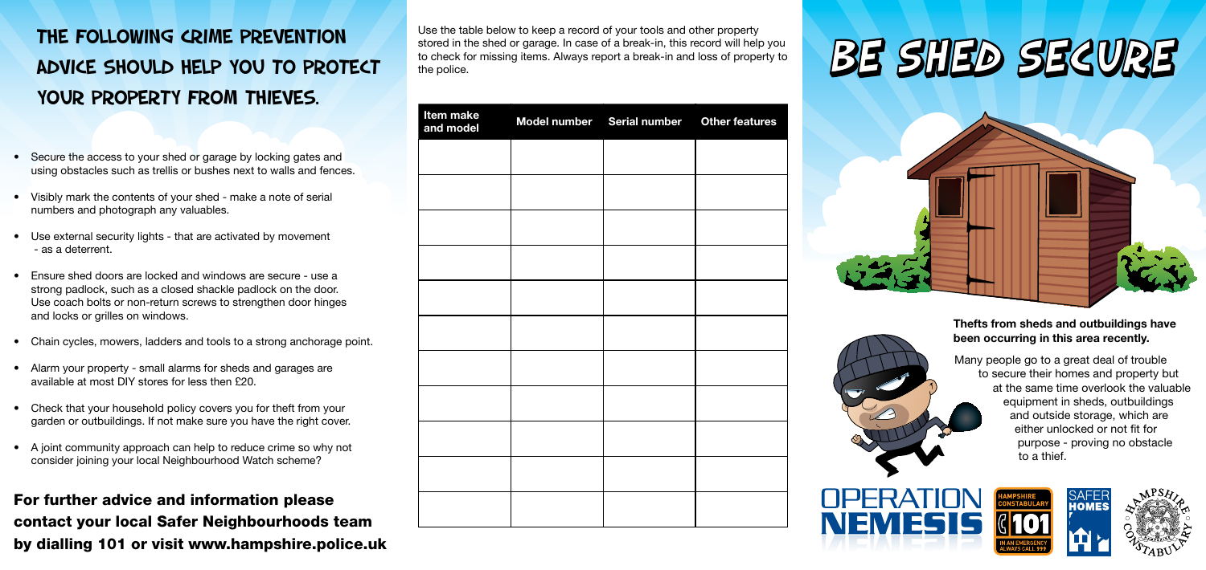# The following crime prevention advice should help you to protect your property from thieves.

- Secure the access to your shed or garage by locking gates and using obstacles such as trellis or bushes next to walls and fences.
- Visibly mark the contents of your shed - make a note of serial numbers and photograph any valuables.
- Use external security lights - that are activated by movement - as a deterrent.
- Ensure shed doors are locked and windows are secure - use a strong padlock, such as a closed shackle padlock on the door. Use coach bolts or non-return screws to strengthen door hinges and locks or grilles on windows.
- Chain cycles, mowers, ladders and tools to a strong anchorage point.
- Alarm your property - small alarms for sheds and garages are available at most DIY stores for less then £20.
- Check that your household policy covers you for theft from your garden or outbuildings. If not make sure you have the right cover.
- A joint community approach can help to reduce crime so why not consider joining your local Neighbourhood Watch scheme?

**For further advice and information please contact your local Safer Neighbourhoods team by dialling 101 or visit www.hampshire.police.uk**

Use the table below to keep a record of your tools and other property stored in the shed or garage. In case of a break-in, this record will help you to check for missing items. Always report a break-in and loss of property to the police.

| Item make and model | Model number | Serial number | Other features |
|---|---|---|---|
| | | | |
| | | | |
| | | | |
| | | | |
| | | | |
| | | | |
| | | | |
| | | | |
| | | | |
| | | | |
| | | | |

# BE SHED SECURE

**Thefts from sheds and outbuildings have been occurring in this area recently.**

Many people go to a great deal of trouble to secure their homes and property but at the same time overlook the valuable equipment in sheds, outbuildings and outside storage, which are either unlocked or not fit for purpose - proving no obstacle to a thief.

OPERATION NEMESIS

HAMPSHIRE CONSTABULARY 101 IN AN EMERGENCY ALWAYS CALL 999

SAFER HOMES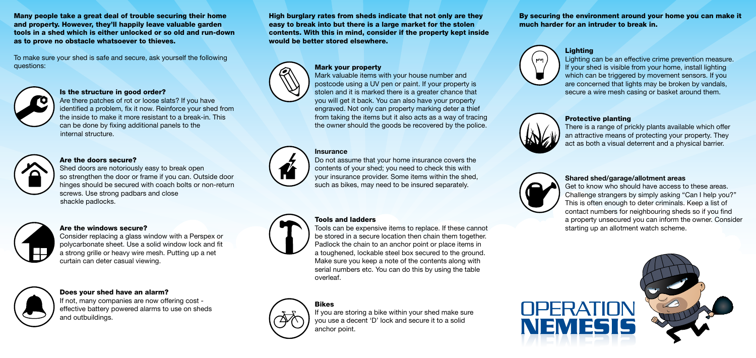**Many people take a great deal of trouble securing their home and property. However, they'll happily leave valuable garden tools in a shed which is either unlocked or so old and run-down as to prove no obstacle whatsoever to thieves.**

To make sure your shed is safe and secure, ask yourself the following questions:

### Is the structure in good order?

Are there patches of rot or loose slats? If you have identified a problem, fix it now. Reinforce your shed from the inside to make it more resistant to a break-in. This can be done by fixing additional panels to the internal structure.

### Are the doors secure?

Shed doors are notoriously easy to break open so strengthen the door or frame if you can. Outside door hinges should be secured with coach bolts or non-return screws. Use strong padbars and close shackle padlocks.

### Are the windows secure?

Consider replacing a glass window with a Perspex or polycarbonate sheet. Use a solid window lock and fit a strong grille or heavy wire mesh. Putting up a net curtain can deter casual viewing.

### Does your shed have an alarm?

If not, many companies are now offering cost - effective battery powered alarms to use on sheds and outbuildings.

**High burglary rates from sheds indicate that not only are they easy to break into but there is a large market for the stolen contents. With this in mind, consider if the property kept inside would be better stored elsewhere.**

### Mark your property

Mark valuable items with your house number and postcode using a UV pen or paint. If your property is stolen and it is marked there is a greater chance that you will get it back. You can also have your property engraved. Not only can property marking deter a thief from taking the items but it also acts as a way of tracing the owner should the goods be recovered by the police.

### Insurance

Do not assume that your home insurance covers the contents of your shed; you need to check this with your insurance provider. Some items within the shed, such as bikes, may need to be insured separately.

### Tools and ladders

Tools can be expensive items to replace. If these cannot be stored in a secure location then chain them together. Padlock the chain to an anchor point or place items in a toughened, lockable steel box secured to the ground. Make sure you keep a note of the contents along with serial numbers etc. You can do this by using the table overleaf.

### Bikes

If you are storing a bike within your shed make sure you use a decent 'D' lock and secure it to a solid anchor point.

**By securing the environment around your home you can make it much harder for an intruder to break in.**

### Lighting

Lighting can be an effective crime prevention measure. If your shed is visible from your home, install lighting which can be triggered by movement sensors. If you are concerned that lights may be broken by vandals, secure a wire mesh casing or basket around them.

### Protective planting

There is a range of prickly plants available which offer an attractive means of protecting your property. They act as both a visual deterrent and a physical barrier.

### Shared shed/garage/allotment areas

Get to know who should have access to these areas. Challenge strangers by simply asking "Can I help you?" This is often enough to deter criminals. Keep a list of contact numbers for neighbouring sheds so if you find a property unsecured you can inform the owner. Consider starting up an allotment watch scheme.

OPERATION NEMESIS